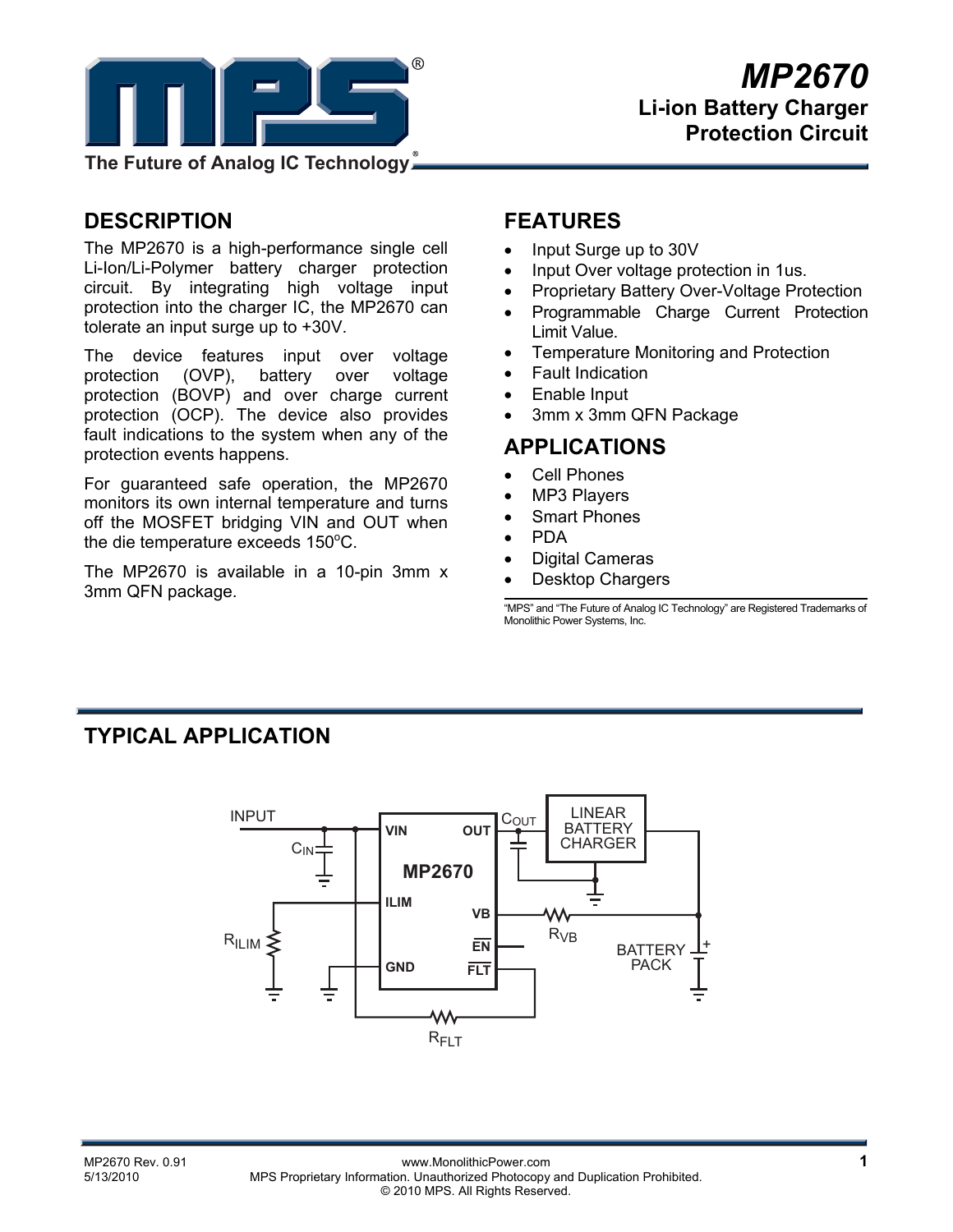# MP2670

## Li-ion Battery Charger Protection Circuit

The Future of Analog IC Technology

## DESCRIPTION

The MP2670 is a high-performance single cell Li-Ion/Li-Polymer battery charger protection circuit. By integrating high voltage input protection into the charger IC, the MP2670 can tolerate an input surge up to +30V.

The device features input over voltage protection (OVP), battery over voltage protection (BOVP) and over charge current protection (OCP). The device also provides fault indications to the system when any of the protection events happens.

For guaranteed safe operation, the MP2670 monitors its own internal temperature and turns off the MOSFET bridging VIN and OUT when the die temperature exceeds 150°C.

The MP2670 is available in a 10-pin 3mm x 3mm QFN package.

## FEATURES

- Input Surge up to 30V
- Input Over voltage protection in 1us.
- Proprietary Battery Over-Voltage Protection
- Programmable Charge Current Protection Limit Value.
- Temperature Monitoring and Protection
- Fault Indication
- Enable Input
- 3mm x 3mm QFN Package

## APPLICATIONS

- Cell Phones
- MP3 Players
- Smart Phones
- PDA
- Digital Cameras
- Desktop Chargers

"MPS" and "The Future of Analog IC Technology" are Registered Trademarks of Monolithic Power Systems, Inc.

## TYPICAL APPLICATION

INPUT, $C_{IN}$, VIN, OUT, $C_{OUT}$, LINEAR BATTERY CHARGER, MP2670, ILIM, VB, $R_{VB}$, $R_{ILIM}$, $\overline{EN}$, BATTERY PACK, GND, $\overline{FLT}$, $R_{FLT}$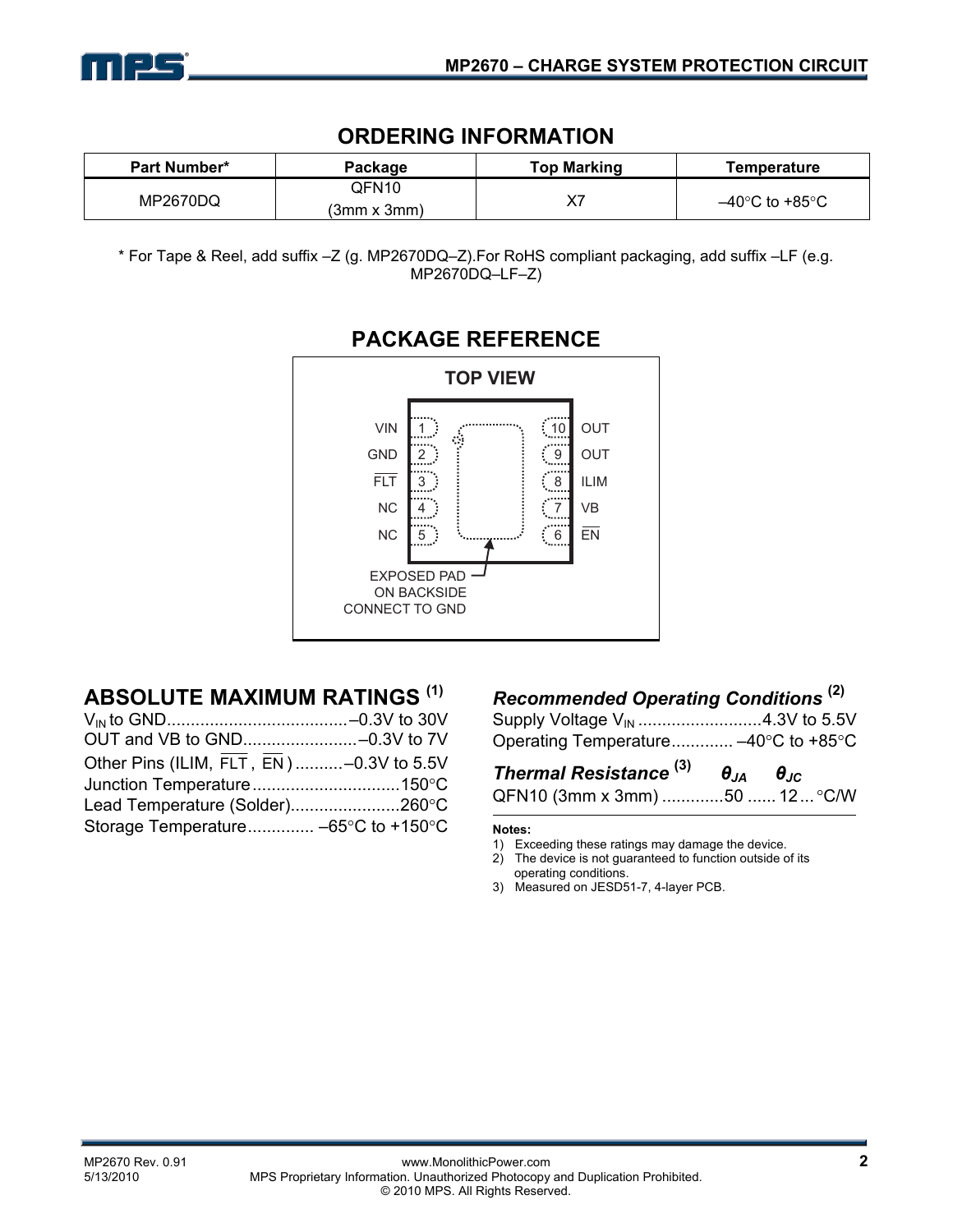## ORDERING INFORMATION

| Part Number* | Package | Top Marking | Temperature |
|---|---|---|---|
| MP2670DQ | QFN10 (3mm x 3mm) | X7 | –40°C to +85°C |

* For Tape & Reel, add suffix –Z (g. MP2670DQ–Z).For RoHS compliant packaging, add suffix –LF (e.g. MP2670DQ–LF–Z)

## PACKAGE REFERENCE

TOP VIEW

| Pin | Name | Pin | Name |
|---|---|---|---|
| 1 | VIN | 10 | OUT |
| 2 | GND | 9 | OUT |
| 3 | $\overline{FLT}$ | 8 | ILIM |
| 4 | NC | 7 | VB |
| 5 | NC | 6 | $\overline{EN}$ |

EXPOSED PAD ON BACKSIDE CONNECT TO GND

## ABSOLUTE MAXIMUM RATINGS [1]

$V_{IN}$ to GND......................................–0.3V to 30V
OUT and VB to GND........................–0.3V to 7V
Other Pins (ILIM, $\overline{FLT}$, $\overline{EN}$) ..........–0.3V to 5.5V
Junction Temperature...............................150°C
Lead Temperature (Solder).......................260°C
Storage Temperature............. –65°C to +150°C

### *Recommended Operating Conditions* [2]

Supply Voltage $V_{IN}$ ..........................4.3V to 5.5V
Operating Temperature............ –40°C to +85°C

### *Thermal Resistance* [3] $\theta_{JA}$ $\theta_{JC}$

QFN10 (3mm x 3mm) .............50 ...... 12 ... °C/W

**Notes:**

1) Exceeding these ratings may damage the device.
2) The device is not guaranteed to function outside of its operating conditions.
3) Measured on JESD51-7, 4-layer PCB.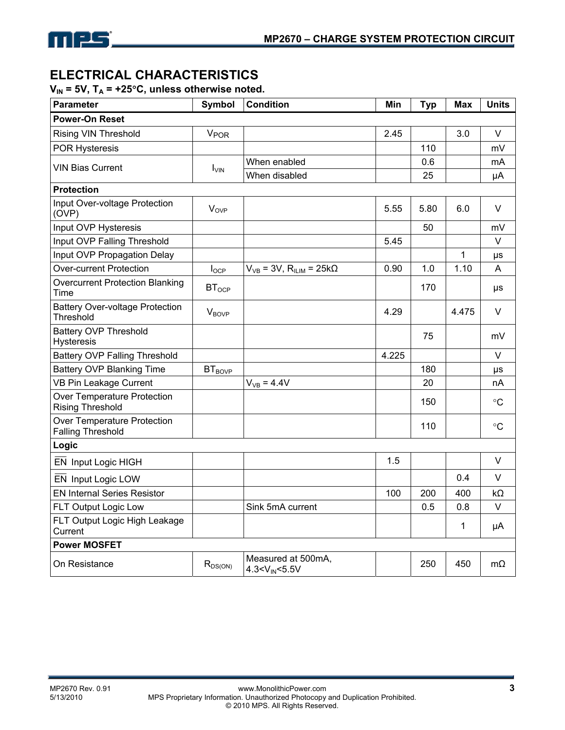## ELECTRICAL CHARACTERISTICS

**$V_{IN}$ = 5V, $T_A$ = +25°C, unless otherwise noted.**

| Parameter | Symbol | Condition | Min | Typ | Max | Units |
|---|---|---|---|---|---|---|
| **Power-On Reset** | | | | | | |
| Rising VIN Threshold | $V_{POR}$ | | 2.45 | | 3.0 | V |
| POR Hysteresis | | | | 110 | | mV |
| VIN Bias Current | $I_{VIN}$ | When enabled | | 0.6 | | mA |
| | | When disabled | | 25 | | µA |
| **Protection** | | | | | | |
| Input Over-voltage Protection (OVP) | $V_{OVP}$ | | 5.55 | 5.80 | 6.0 | V |
| Input OVP Hysteresis | | | | 50 | | mV |
| Input OVP Falling Threshold | | | 5.45 | | | V |
| Input OVP Propagation Delay | | | | | 1 | µs |
| Over-current Protection | $I_{OCP}$ | $V_{VB}$ = 3V, $R_{ILIM}$ = 25kΩ | 0.90 | 1.0 | 1.10 | A |
| Overcurrent Protection Blanking Time | $BT_{OCP}$ | | | 170 | | µs |
| Battery Over-voltage Protection Threshold | $V_{BOVP}$ | | 4.29 | | 4.475 | V |
| Battery OVP Threshold Hysteresis | | | | 75 | | mV |
| Battery OVP Falling Threshold | | | 4.225 | | | V |
| Battery OVP Blanking Time | $BT_{BOVP}$ | | | 180 | | µs |
| VB Pin Leakage Current | | $V_{VB}$ = 4.4V | | 20 | | nA |
| Over Temperature Protection Rising Threshold | | | | 150 | | °C |
| Over Temperature Protection Falling Threshold | | | | 110 | | °C |
| **Logic** | | | | | | |
| $\overline{EN}$ Input Logic HIGH | | | 1.5 | | | V |
| $\overline{EN}$ Input Logic LOW | | | | | 0.4 | V |
| EN Internal Series Resistor | | | 100 | 200 | 400 | kΩ |
| FLT Output Logic Low | | Sink 5mA current | | 0.5 | 0.8 | V |
| FLT Output Logic High Leakage Current | | | | | 1 | µA |
| **Power MOSFET** | | | | | | |
| On Resistance | $R_{DS(ON)}$ | Measured at 500mA, 4.3<$V_{IN}$<5.5V | | 250 | 450 | mΩ |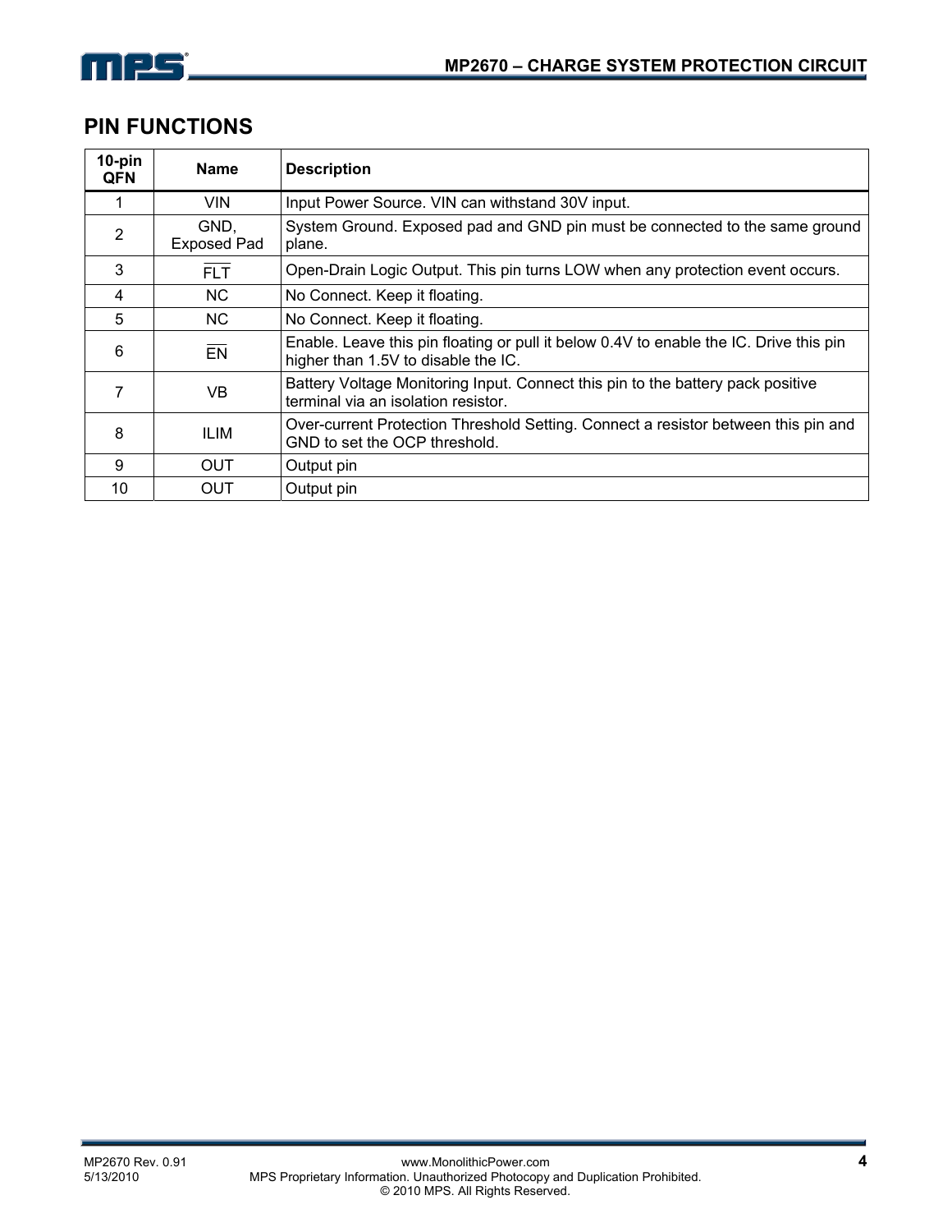## PIN FUNCTIONS

| 10-pin QFN | Name | Description |
|---|---|---|
| 1 | VIN | Input Power Source. VIN can withstand 30V input. |
| 2 | GND, Exposed Pad | System Ground. Exposed pad and GND pin must be connected to the same ground plane. |
| 3 | $\overline{FLT}$ | Open-Drain Logic Output. This pin turns LOW when any protection event occurs. |
| 4 | NC | No Connect. Keep it floating. |
| 5 | NC | No Connect. Keep it floating. |
| 6 | $\overline{EN}$ | Enable. Leave this pin floating or pull it below 0.4V to enable the IC. Drive this pin higher than 1.5V to disable the IC. |
| 7 | VB | Battery Voltage Monitoring Input. Connect this pin to the battery pack positive terminal via an isolation resistor. |
| 8 | ILIM | Over-current Protection Threshold Setting. Connect a resistor between this pin and GND to set the OCP threshold. |
| 9 | OUT | Output pin |
| 10 | OUT | Output pin |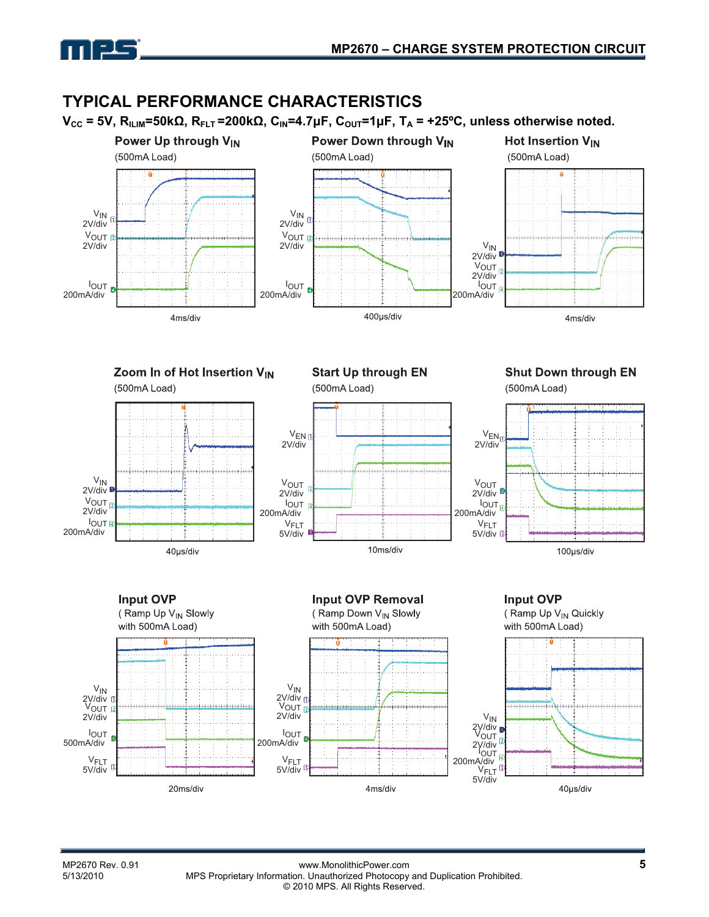## TYPICAL PERFORMANCE CHARACTERISTICS

**$V_{CC}$ = 5V, $R_{ILIM}$=50kΩ, $R_{FLT}$ =200kΩ, $C_{IN}$=4.7µF, $C_{OUT}$=1µF, $T_A$ = +25ºC, unless otherwise noted.**

**Power Up through $V_{IN}$**
(500mA Load)

$V_{IN}$ 2V/div
$V_{OUT}$ 2V/div
$I_{OUT}$ 200mA/div
4ms/div

**Power Down through $V_{IN}$**
(500mA Load)

$V_{IN}$ 2V/div
$V_{OUT}$ 2V/div
$I_{OUT}$ 200mA/div
400µs/div

**Hot Insertion $V_{IN}$**
(500mA Load)

$V_{IN}$ 2V/div
$V_{OUT}$ 2V/div
$I_{OUT}$ 200mA/div
4ms/div

**Zoom In of Hot Insertion $V_{IN}$**
(500mA Load)

$V_{IN}$ 2V/div
$V_{OUT}$ 2V/div
$I_{OUT}$ 200mA/div
40µs/div

**Start Up through EN**
(500mA Load)

$V_{EN}$ 2V/div
$V_{OUT}$ 2V/div
$I_{OUT}$ 200mA/div
$V_{FLT}$ 5V/div
10ms/div

**Shut Down through EN**
(500mA Load)

$V_{EN}$ 2V/div
$V_{OUT}$ 2V/div
$I_{OUT}$ 200mA/div
$V_{FLT}$ 5V/div
100µs/div

**Input OVP**
( Ramp Up $V_{IN}$ Slowly with 500mA Load)

$V_{IN}$ 2V/div
$V_{OUT}$ 2V/div
$I_{OUT}$ 500mA/div
$V_{FLT}$ 5V/div
20ms/div

**Input OVP Removal**
( Ramp Down $V_{IN}$ Slowly with 500mA Load)

$V_{IN}$ 2V/div
$V_{OUT}$ 2V/div
$I_{OUT}$ 200mA/div
$V_{FLT}$ 5V/div
4ms/div

**Input OVP**
( Ramp Up $V_{IN}$ Quickly with 500mA Load)

$V_{IN}$ 2V/div
$V_{OUT}$ 2V/div
$I_{OUT}$ 200mA/div
$V_{FLT}$ 5V/div
40µs/div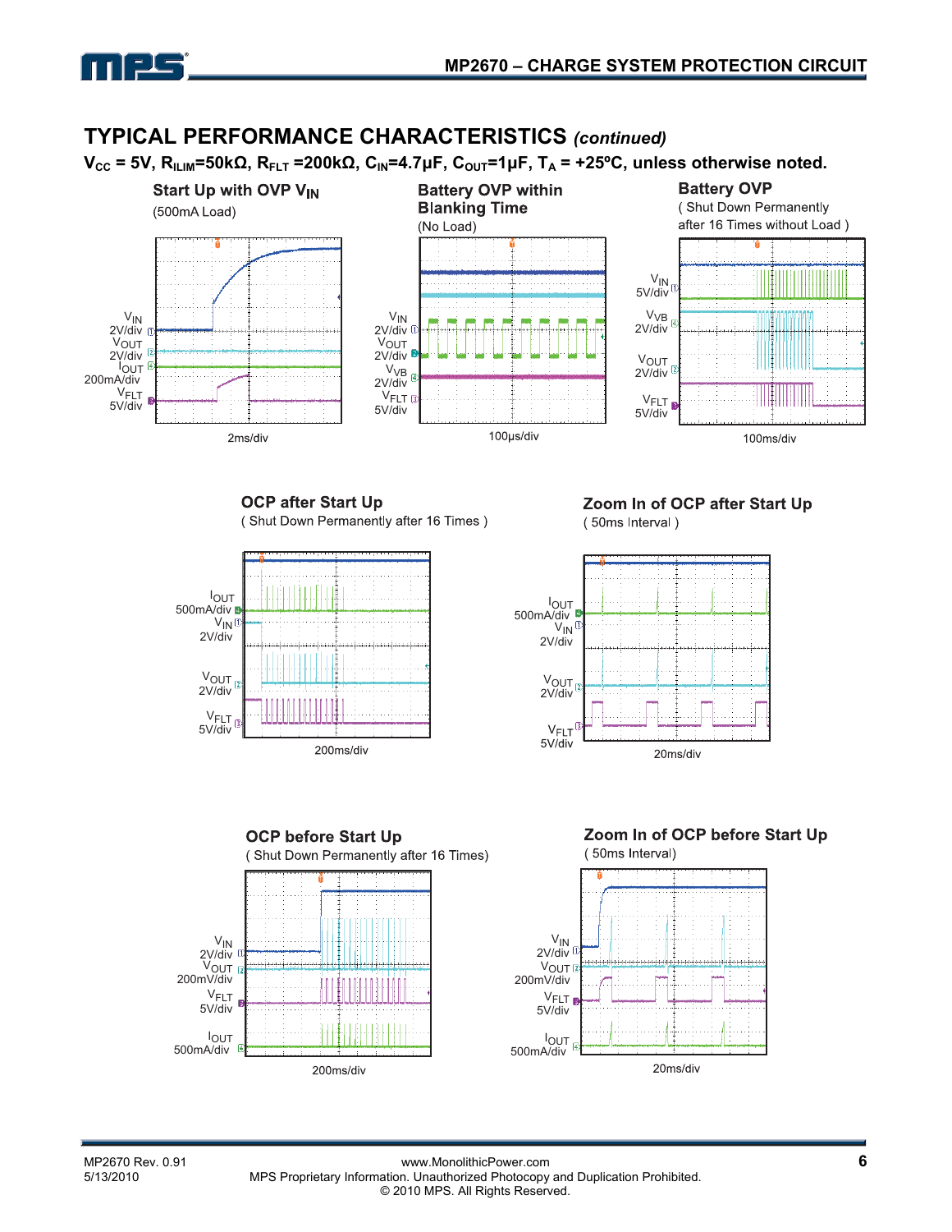## TYPICAL PERFORMANCE CHARACTERISTICS *(continued)*

**$V_{CC}$ = 5V, $R_{ILIM}$=50kΩ, $R_{FLT}$ =200kΩ, $C_{IN}$=4.7μF, $C_{OUT}$=1μF, $T_A$ = +25ºC, unless otherwise noted.**

**Start Up with OVP $V_{IN}$**
(500mA Load)

$V_{IN}$ 2V/div, $V_{OUT}$ 2V/div, $I_{OUT}$ 200mA/div, $V_{FLT}$ 5V/div

2ms/div

**Battery OVP within Blanking Time**
(No Load)

$V_{IN}$ 2V/div, $V_{OUT}$ 2V/div, $V_{VB}$ 2V/div, $V_{FLT}$ 5V/div

100μs/div

**Battery OVP**
( Shut Down Permanently after 16 Times without Load )

$V_{IN}$ 5V/div, $V_{VB}$ 2V/div, $V_{OUT}$ 2V/div, $V_{FLT}$ 5V/div

100ms/div

**OCP after Start Up**
( Shut Down Permanently after 16 Times )

$I_{OUT}$ 500mA/div, $V_{IN}$ 2V/div, $V_{OUT}$ 2V/div, $V_{FLT}$ 5V/div

200ms/div

**Zoom In of OCP after Start Up**
( 50ms Interval )

$I_{OUT}$ 500mA/div, $V_{IN}$ 2V/div, $V_{OUT}$ 2V/div, $V_{FLT}$ 5V/div

20ms/div

**OCP before Start Up**
( Shut Down Permanently after 16 Times)

$V_{IN}$ 2V/div, $V_{OUT}$ 200mV/div, $V_{FLT}$ 5V/div, $I_{OUT}$ 500mA/div

200ms/div

**Zoom In of OCP before Start Up**
( 50ms Interval)

$V_{IN}$ 2V/div, $V_{OUT}$ 200mV/div, $V_{FLT}$ 5V/div, $I_{OUT}$ 500mA/div

20ms/div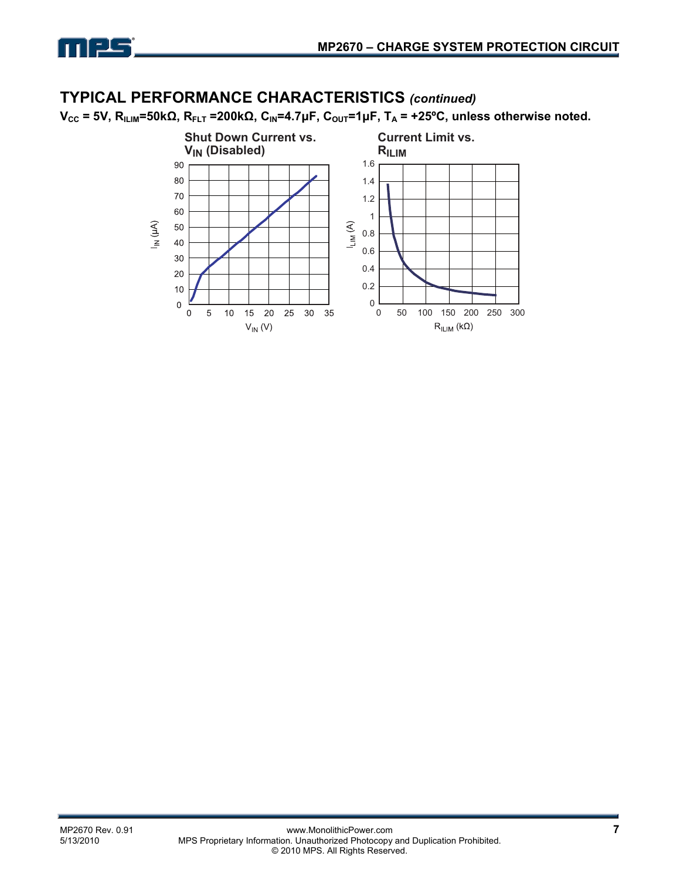## TYPICAL PERFORMANCE CHARACTERISTICS *(continued)*

**$V_{CC}$ = 5V, $R_{ILIM}$=50kΩ, $R_{FLT}$ =200kΩ, $C_{IN}$=4.7μF, $C_{OUT}$=1μF, $T_A$ = +25ºC, unless otherwise noted.**

**Shut Down Current vs. $V_{IN}$ (Disabled)**

**Current Limit vs. $R_{ILIM}$**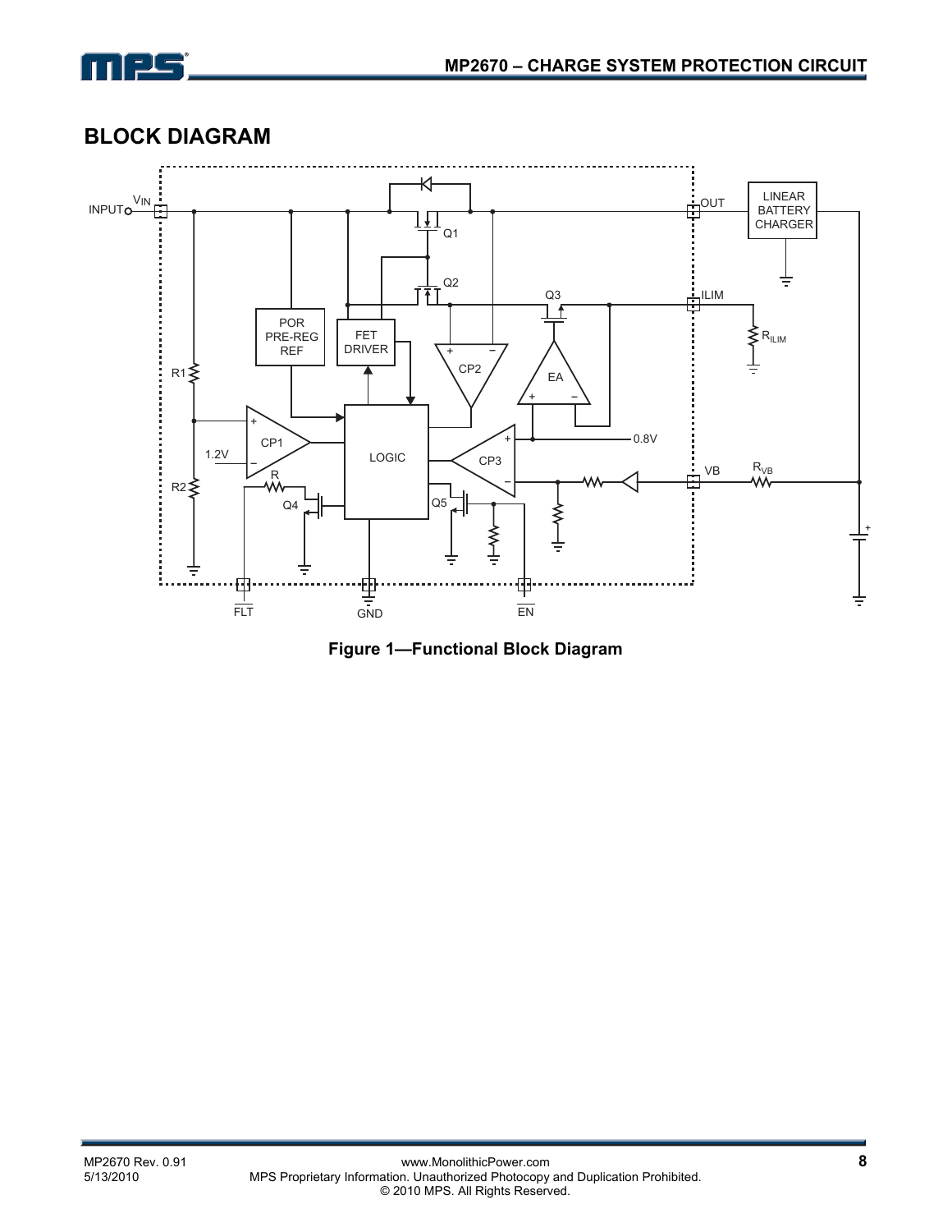## BLOCK DIAGRAM

Figure 1—Functional Block Diagram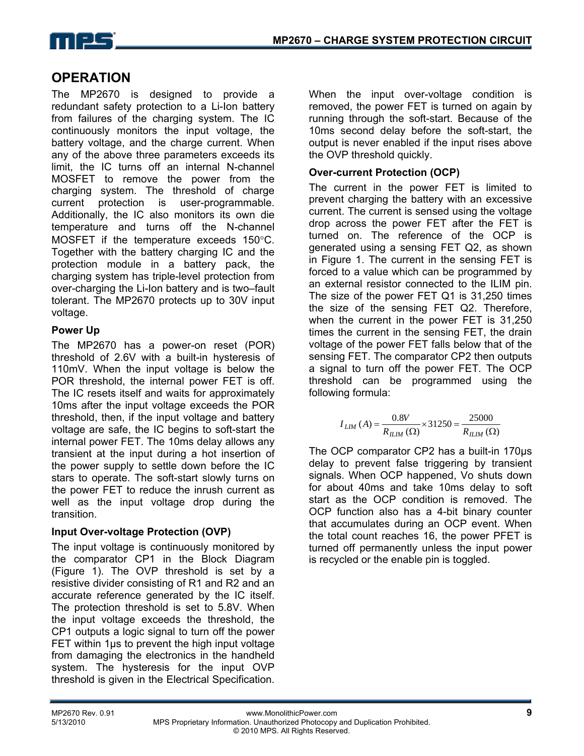## OPERATION

The MP2670 is designed to provide a redundant safety protection to a Li-Ion battery from failures of the charging system. The IC continuously monitors the input voltage, the battery voltage, and the charge current. When any of the above three parameters exceeds its limit, the IC turns off an internal N-channel MOSFET to remove the power from the charging system. The threshold of charge current protection is user-programmable. Additionally, the IC also monitors its own die temperature and turns off the N-channel MOSFET if the temperature exceeds 150°C. Together with the battery charging IC and the protection module in a battery pack, the charging system has triple-level protection from over-charging the Li-Ion battery and is two–fault tolerant. The MP2670 protects up to 30V input voltage.

### Power Up

The MP2670 has a power-on reset (POR) threshold of 2.6V with a built-in hysteresis of 110mV. When the input voltage is below the POR threshold, the internal power FET is off. The IC resets itself and waits for approximately 10ms after the input voltage exceeds the POR threshold, then, if the input voltage and battery voltage are safe, the IC begins to soft-start the internal power FET. The 10ms delay allows any transient at the input during a hot insertion of the power supply to settle down before the IC stars to operate. The soft-start slowly turns on the power FET to reduce the inrush current as well as the input voltage drop during the transition.

### Input Over-voltage Protection (OVP)

The input voltage is continuously monitored by the comparator CP1 in the Block Diagram (Figure 1). The OVP threshold is set by a resistive divider consisting of R1 and R2 and an accurate reference generated by the IC itself. The protection threshold is set to 5.8V. When the input voltage exceeds the threshold, the CP1 outputs a logic signal to turn off the power FET within 1μs to prevent the high input voltage from damaging the electronics in the handheld system. The hysteresis for the input OVP threshold is given in the Electrical Specification.

When the input over-voltage condition is removed, the power FET is turned on again by running through the soft-start. Because of the 10ms second delay before the soft-start, the output is never enabled if the input rises above the OVP threshold quickly.

### Over-current Protection (OCP)

The current in the power FET is limited to prevent charging the battery with an excessive current. The current is sensed using the voltage drop across the power FET after the FET is turned on. The reference of the OCP is generated using a sensing FET Q2, as shown in Figure 1. The current in the sensing FET is forced to a value which can be programmed by an external resistor connected to the ILIM pin. The size of the power FET Q1 is 31,250 times the size of the sensing FET Q2. Therefore, when the current in the power FET is 31,250 times the current in the sensing FET, the drain voltage of the power FET falls below that of the sensing FET. The comparator CP2 then outputs a signal to turn off the power FET. The OCP threshold can be programmed using the following formula:

$$I_{LIM}\,(A) = \frac{0.8V}{R_{ILIM}\,(\Omega)} \times 31250 = \frac{25000}{R_{ILIM}\,(\Omega)}$$

The OCP comparator CP2 has a built-in 170μs delay to prevent false triggering by transient signals. When OCP happened, Vo shuts down for about 40ms and take 10ms delay to soft start as the OCP condition is removed. The OCP function also has a 4-bit binary counter that accumulates during an OCP event. When the total count reaches 16, the power PFET is turned off permanently unless the input power is recycled or the enable pin is toggled.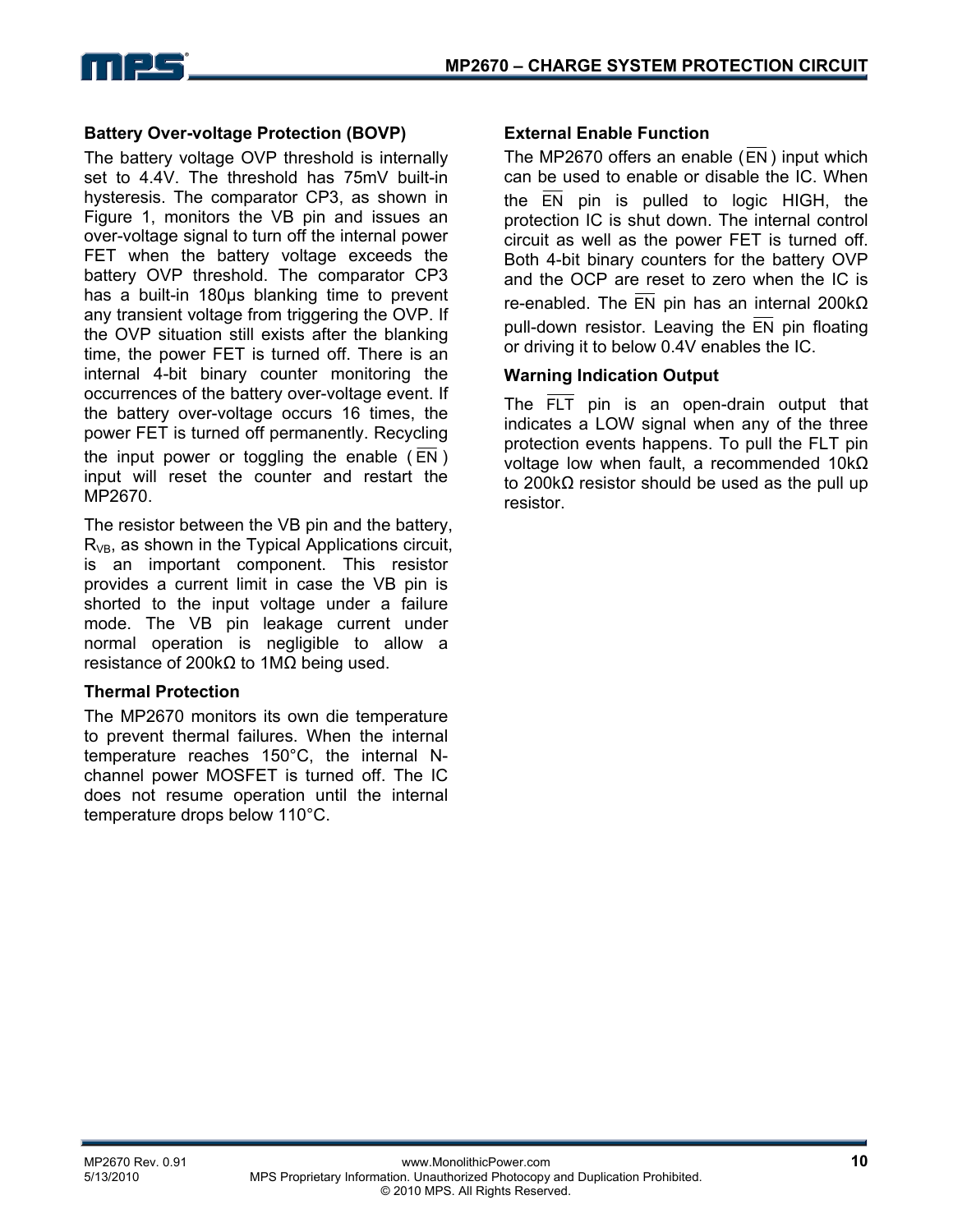### Battery Over-voltage Protection (BOVP)

The battery voltage OVP threshold is internally set to 4.4V. The threshold has 75mV built-in hysteresis. The comparator CP3, as shown in Figure 1, monitors the VB pin and issues an over-voltage signal to turn off the internal power FET when the battery voltage exceeds the battery OVP threshold. The comparator CP3 has a built-in 180µs blanking time to prevent any transient voltage from triggering the OVP. If the OVP situation still exists after the blanking time, the power FET is turned off. There is an internal 4-bit binary counter monitoring the occurrences of the battery over-voltage event. If the battery over-voltage occurs 16 times, the power FET is turned off permanently. Recycling the input power or toggling the enable ($\overline{EN}$) input will reset the counter and restart the MP2670.

The resistor between the VB pin and the battery, $R_{VB}$, as shown in the Typical Applications circuit, is an important component. This resistor provides a current limit in case the VB pin is shorted to the input voltage under a failure mode. The VB pin leakage current under normal operation is negligible to allow a resistance of 200kΩ to 1MΩ being used.

### Thermal Protection

The MP2670 monitors its own die temperature to prevent thermal failures. When the internal temperature reaches 150°C, the internal N-channel power MOSFET is turned off. The IC does not resume operation until the internal temperature drops below 110°C.

### External Enable Function

The MP2670 offers an enable ($\overline{EN}$) input which can be used to enable or disable the IC. When the $\overline{EN}$ pin is pulled to logic HIGH, the protection IC is shut down. The internal control circuit as well as the power FET is turned off. Both 4-bit binary counters for the battery OVP and the OCP are reset to zero when the IC is re-enabled. The $\overline{EN}$ pin has an internal 200kΩ pull-down resistor. Leaving the $\overline{EN}$ pin floating or driving it to below 0.4V enables the IC.

### Warning Indication Output

The $\overline{FLT}$ pin is an open-drain output that indicates a LOW signal when any of the three protection events happens. To pull the FLT pin voltage low when fault, a recommended 10kΩ to 200kΩ resistor should be used as the pull up resistor.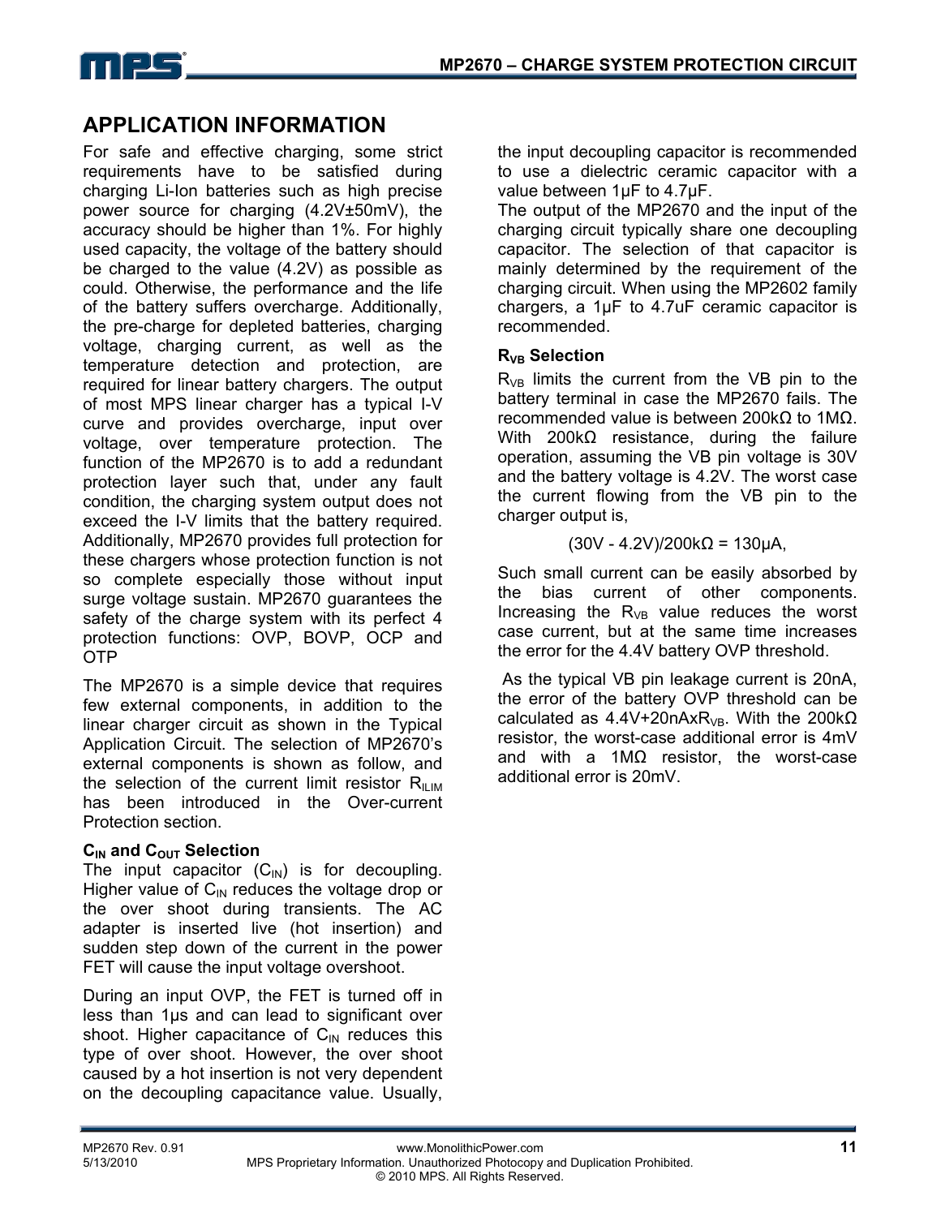## APPLICATION INFORMATION

For safe and effective charging, some strict requirements have to be satisfied during charging Li-Ion batteries such as high precise power source for charging (4.2V±50mV), the accuracy should be higher than 1%. For highly used capacity, the voltage of the battery should be charged to the value (4.2V) as possible as could. Otherwise, the performance and the life of the battery suffers overcharge. Additionally, the pre-charge for depleted batteries, charging voltage, charging current, as well as the temperature detection and protection, are required for linear battery chargers. The output of most MPS linear charger has a typical I-V curve and provides overcharge, input over voltage, over temperature protection. The function of the MP2670 is to add a redundant protection layer such that, under any fault condition, the charging system output does not exceed the I-V limits that the battery required. Additionally, MP2670 provides full protection for these chargers whose protection function is not so complete especially those without input surge voltage sustain. MP2670 guarantees the safety of the charge system with its perfect 4 protection functions: OVP, BOVP, OCP and OTP

The MP2670 is a simple device that requires few external components, in addition to the linear charger circuit as shown in the Typical Application Circuit. The selection of MP2670's external components is shown as follow, and the selection of the current limit resistor $R_{ILIM}$ has been introduced in the Over-current Protection section.

### $C_{IN}$ and $C_{OUT}$ Selection

The input capacitor ($C_{IN}$) is for decoupling. Higher value of $C_{IN}$ reduces the voltage drop or the over shoot during transients. The AC adapter is inserted live (hot insertion) and sudden step down of the current in the power FET will cause the input voltage overshoot.

During an input OVP, the FET is turned off in less than 1μs and can lead to significant over shoot. Higher capacitance of $C_{IN}$ reduces this type of over shoot. However, the over shoot caused by a hot insertion is not very dependent on the decoupling capacitance value. Usually, the input decoupling capacitor is recommended to use a dielectric ceramic capacitor with a value between 1μF to 4.7μF.

The output of the MP2670 and the input of the charging circuit typically share one decoupling capacitor. The selection of that capacitor is mainly determined by the requirement of the charging circuit. When using the MP2602 family chargers, a 1μF to 4.7uF ceramic capacitor is recommended.

### $R_{VB}$ Selection

$R_{VB}$ limits the current from the VB pin to the battery terminal in case the MP2670 fails. The recommended value is between 200kΩ to 1MΩ. With 200kΩ resistance, during the failure operation, assuming the VB pin voltage is 30V and the battery voltage is 4.2V. The worst case the current flowing from the VB pin to the charger output is,

$$(30V - 4.2V)/200k\Omega = 130\mu A,$$

Such small current can be easily absorbed by the bias current of other components. Increasing the $R_{VB}$ value reduces the worst case current, but at the same time increases the error for the 4.4V battery OVP threshold.

As the typical VB pin leakage current is 20nA, the error of the battery OVP threshold can be calculated as $4.4V+20nA \times R_{VB}$. With the 200kΩ resistor, the worst-case additional error is 4mV and with a 1MΩ resistor, the worst-case additional error is 20mV.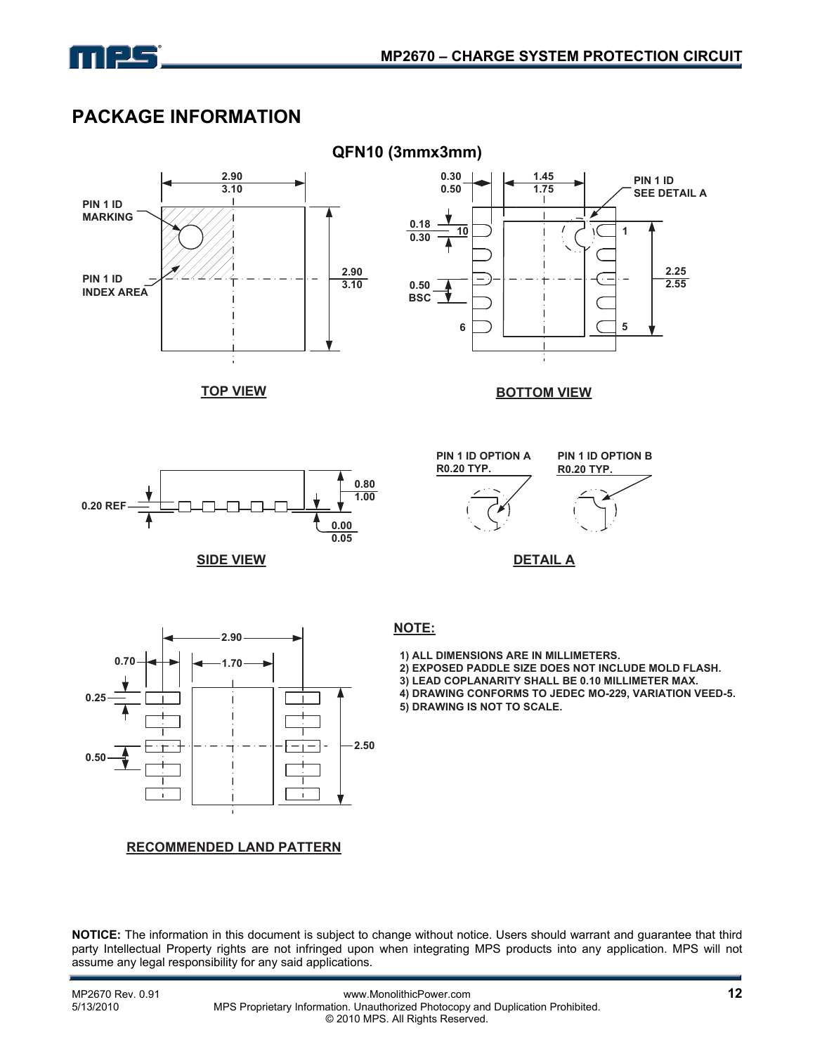## PACKAGE INFORMATION

### QFN10 (3mmx3mm)

PIN 1 ID MARKING

PIN 1 ID INDEX AREA

2.90
3.10

2.90
3.10

**TOP VIEW**

0.30
0.50

1.45
1.75

PIN 1 ID SEE DETAIL A

0.18
0.30

10

1

0.50 BSC

2.25
2.55

6

5

**BOTTOM VIEW**

0.20 REF

0.80
1.00

0.00
0.05

**SIDE VIEW**

PIN 1 ID OPTION A
R0.20 TYP.

PIN 1 ID OPTION B
R0.20 TYP.

**DETAIL A**

2.90

0.70

1.70

0.25

0.50

2.50

**RECOMMENDED LAND PATTERN**

**NOTE:**

1) ALL DIMENSIONS ARE IN MILLIMETERS.
2) EXPOSED PADDLE SIZE DOES NOT INCLUDE MOLD FLASH.
3) LEAD COPLANARITY SHALL BE 0.10 MILLIMETER MAX.
4) DRAWING CONFORMS TO JEDEC MO-229, VARIATION VEED-5.
5) DRAWING IS NOT TO SCALE.

**NOTICE:** The information in this document is subject to change without notice. Users should warrant and guarantee that third party Intellectual Property rights are not infringed upon when integrating MPS products into any application. MPS will not assume any legal responsibility for any said applications.